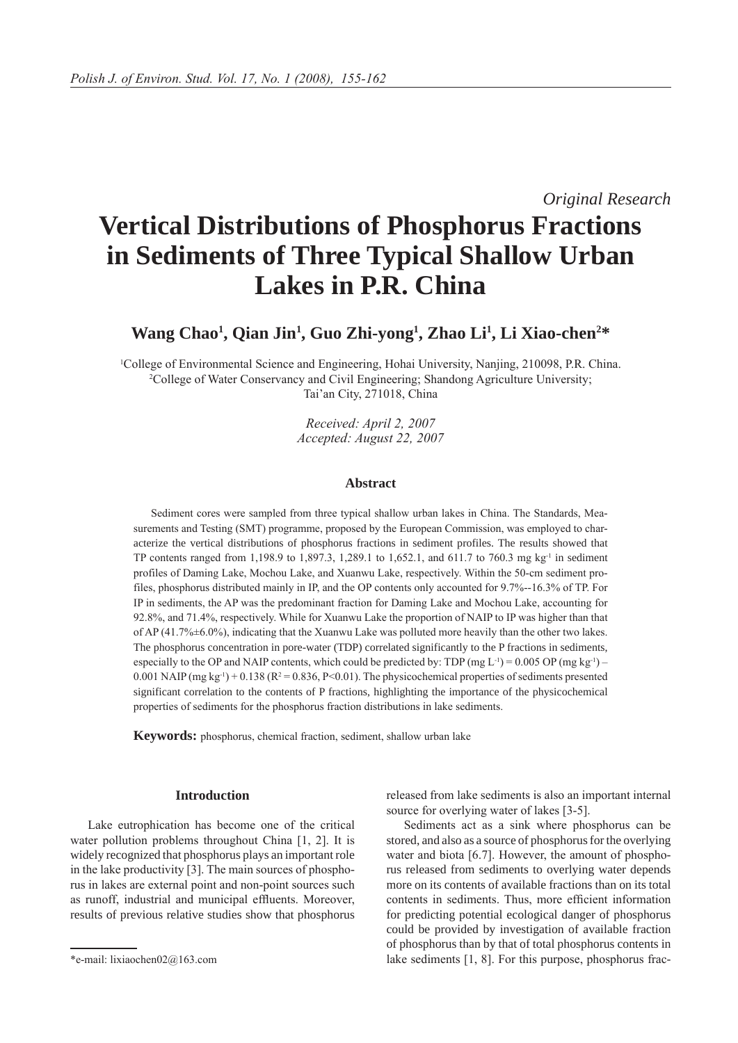*Original Research*

# Vertical Distributions of Phosphorus Fractions in Sediments of Three Typical Shallow Urban Lakes in P.R. China

**Wang Chao[1], Qian Jin[1], Guo Zhi-yong[1], Zhao Li[1], Li Xiao-chen[2]\***

[1]College of Environmental Science and Engineering, Hohai University, Nanjing, 210098, P.R. China.
[2]College of Water Conservancy and Civil Engineering; Shandong Agriculture University; Tai'an City, 271018, China

*Received: April 2, 2007*
*Accepted: August 22, 2007*

### Abstract

Sediment cores were sampled from three typical shallow urban lakes in China. The Standards, Measurements and Testing (SMT) programme, proposed by the European Commission, was employed to characterize the vertical distributions of phosphorus fractions in sediment profiles. The results showed that TP contents ranged from 1,198.9 to 1,897.3, 1,289.1 to 1,652.1, and 611.7 to 760.3 mg $kg^{-1}$ in sediment profiles of Daming Lake, Mochou Lake, and Xuanwu Lake, respectively. Within the 50-cm sediment profiles, phosphorus distributed mainly in IP, and the OP contents only accounted for 9.7%--16.3% of TP. For IP in sediments, the AP was the predominant fraction for Daming Lake and Mochou Lake, accounting for 92.8%, and 71.4%, respectively. While for Xuanwu Lake the proportion of NAIP to IP was higher than that of AP (41.7%±6.0%), indicating that the Xuanwu Lake was polluted more heavily than the other two lakes. The phosphorus concentration in pore-water (TDP) correlated significantly to the P fractions in sediments, especially to the OP and NAIP contents, which could be predicted by: TDP (mg $L^{-1}$) = 0.005 OP (mg $kg^{-1}$) – 0.001 NAIP (mg $kg^{-1}$) + 0.138 ($R^2$ = 0.836, $P<0.01$). The physicochemical properties of sediments presented significant correlation to the contents of P fractions, highlighting the importance of the physicochemical properties of sediments for the phosphorus fraction distributions in lake sediments.

**Keywords:** phosphorus, chemical fraction, sediment, shallow urban lake

### Introduction

Lake eutrophication has become one of the critical water pollution problems throughout China [1, 2]. It is widely recognized that phosphorus plays an important role in the lake productivity [3]. The main sources of phosphorus in lakes are external point and non-point sources such as runoff, industrial and municipal effluents. Moreover, results of previous relative studies show that phosphorus released from lake sediments is also an important internal source for overlying water of lakes [3-5].

Sediments act as a sink where phosphorus can be stored, and also as a source of phosphorus for the overlying water and biota [6.7]. However, the amount of phosphorus released from sediments to overlying water depends more on its contents of available fractions than on its total contents in sediments. Thus, more efficient information for predicting potential ecological danger of phosphorus could be provided by investigation of available fraction of phosphorus than by that of total phosphorus contents in lake sediments [1, 8]. For this purpose, phosphorus frac-

\*e-mail: lixiaochen02@163.com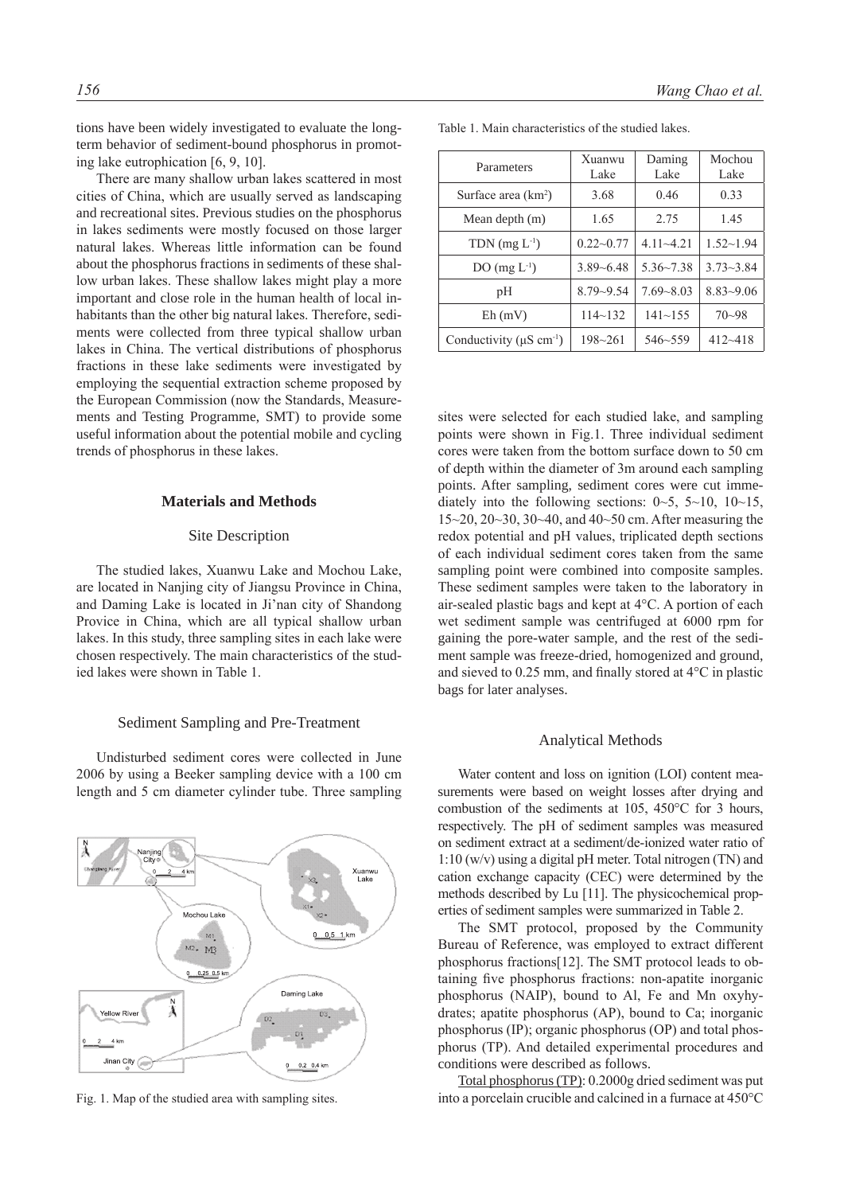tions have been widely investigated to evaluate the long-term behavior of sediment-bound phosphorus in promoting lake eutrophication [6, 9, 10].

There are many shallow urban lakes scattered in most cities of China, which are usually served as landscaping and recreational sites. Previous studies on the phosphorus in lakes sediments were mostly focused on those larger natural lakes. Whereas little information can be found about the phosphorus fractions in sediments of these shallow urban lakes. These shallow lakes might play a more important and close role in the human health of local inhabitants than the other big natural lakes. Therefore, sediments were collected from three typical shallow urban lakes in China. The vertical distributions of phosphorus fractions in these lake sediments were investigated by employing the sequential extraction scheme proposed by the European Commission (now the Standards, Measurements and Testing Programme, SMT) to provide some useful information about the potential mobile and cycling trends of phosphorus in these lakes.

## Materials and Methods

### Site Description

The studied lakes, Xuanwu Lake and Mochou Lake, are located in Nanjing city of Jiangsu Province in China, and Daming Lake is located in Ji'nan city of Shandong Provice in China, which are all typical shallow urban lakes. In this study, three sampling sites in each lake were chosen respectively. The main characteristics of the studied lakes were shown in Table 1.

Table 1. Main characteristics of the studied lakes.

| Parameters | Xuanwu Lake | Daming Lake | Mochou Lake |
|---|---|---|---|
| Surface area ($km^2$) | 3.68 | 0.46 | 0.33 |
| Mean depth (m) | 1.65 | 2.75 | 1.45 |
| TDN ($mg\ L^{-1}$) | 0.22~0.77 | 4.11~4.21 | 1.52~1.94 |
| DO ($mg\ L^{-1}$) | 3.89~6.48 | 5.36~7.38 | 3.73~3.84 |
| pH | 8.79~9.54 | 7.69~8.03 | 8.83~9.06 |
| Eh (mV) | 114~132 | 141~155 | 70~98 |
| Conductivity ($\mu S\ cm^{-1}$) | 198~261 | 546~559 | 412~418 |

### Sediment Sampling and Pre-Treatment

Undisturbed sediment cores were collected in June 2006 by using a Beeker sampling device with a 100 cm length and 5 cm diameter cylinder tube. Three sampling sites were selected for each studied lake, and sampling points were shown in Fig.1. Three individual sediment cores were taken from the bottom surface down to 50 cm of depth within the diameter of 3m around each sampling points. After sampling, sediment cores were cut immediately into the following sections: 0~5, 5~10, 10~15, 15~20, 20~30, 30~40, and 40~50 cm. After measuring the redox potential and pH values, triplicated depth sections of each individual sediment cores taken from the same sampling point were combined into composite samples. These sediment samples were taken to the laboratory in air-sealed plastic bags and kept at 4°C. A portion of each wet sediment sample was centrifuged at 6000 rpm for gaining the pore-water sample, and the rest of the sediment sample was freeze-dried, homogenized and ground, and sieved to 0.25 mm, and finally stored at 4°C in plastic bags for later analyses.

Fig. 1. Map of the studied area with sampling sites.

### Analytical Methods

Water content and loss on ignition (LOI) content measurements were based on weight losses after drying and combustion of the sediments at 105, 450°C for 3 hours, respectively. The pH of sediment samples was measured on sediment extract at a sediment/de-ionized water ratio of 1:10 (w/v) using a digital pH meter. Total nitrogen (TN) and cation exchange capacity (CEC) were determined by the methods described by Lu [11]. The physicochemical properties of sediment samples were summarized in Table 2.

The SMT protocol, proposed by the Community Bureau of Reference, was employed to extract different phosphorus fractions[12]. The SMT protocol leads to obtaining five phosphorus fractions: non-apatite inorganic phosphorus (NAIP), bound to Al, Fe and Mn oxyhydrates; apatite phosphorus (AP), bound to Ca; inorganic phosphorus (IP); organic phosphorus (OP) and total phosphorus (TP). And detailed experimental procedures and conditions were described as follows.

Total phosphorus (TP): 0.2000g dried sediment was put into a porcelain crucible and calcined in a furnace at 450°C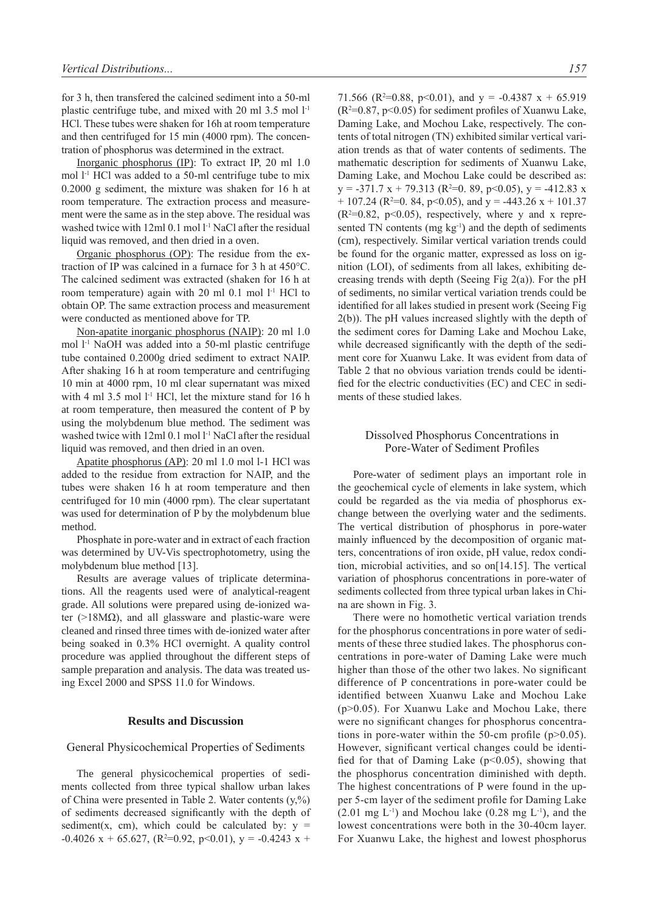for 3 h, then transfered the calcined sediment into a 50-ml plastic centrifuge tube, and mixed with 20 ml 3.5 mol $l^{-1}$ HCl. These tubes were shaken for 16h at room temperature and then centrifuged for 15 min (4000 rpm). The concentration of phosphorus was determined in the extract.

Inorganic phosphorus (IP): To extract IP, 20 ml 1.0 mol $l^{-1}$ HCl was added to a 50-ml centrifuge tube to mix 0.2000 g sediment, the mixture was shaken for 16 h at room temperature. The extraction process and measurement were the same as in the step above. The residual was washed twice with 12ml 0.1 mol $l^{-1}$ NaCl after the residual liquid was removed, and then dried in a oven.

Organic phosphorus (OP): The residue from the extraction of IP was calcined in a furnace for 3 h at 450°C. The calcined sediment was extracted (shaken for 16 h at room temperature) again with 20 ml 0.1 mol $l^{-1}$ HCl to obtain OP. The same extraction process and measurement were conducted as mentioned above for TP.

Non-apatite inorganic phosphorus (NAIP): 20 ml 1.0 mol $l^{-1}$ NaOH was added into a 50-ml plastic centrifuge tube contained 0.2000g dried sediment to extract NAIP. After shaking 16 h at room temperature and centrifuging 10 min at 4000 rpm, 10 ml clear supernatant was mixed with 4 ml 3.5 mol $l^{-1}$ HCl, let the mixture stand for 16 h at room temperature, then measured the content of P by using the molybdenum blue method. The sediment was washed twice with 12ml 0.1 mol $l^{-1}$ NaCl after the residual liquid was removed, and then dried in an oven.

Apatite phosphorus (AP): 20 ml 1.0 mol l-1 HCl was added to the residue from extraction for NAIP, and the tubes were shaken 16 h at room temperature and then centrifuged for 10 min (4000 rpm). The clear supertatant was used for determination of P by the molybdenum blue method.

Phosphate in pore-water and in extract of each fraction was determined by UV-Vis spectrophotometry, using the molybdenum blue method [13].

Results are average values of triplicate determinations. All the reagents used were of analytical-reagent grade. All solutions were prepared using de-ionized water (>18MΩ), and all glassware and plastic-ware were cleaned and rinsed three times with de-ionized water after being soaked in 0.3% HCl overnight. A quality control procedure was applied throughout the different steps of sample preparation and analysis. The data was treated using Excel 2000 and SPSS 11.0 for Windows.

## Results and Discussion

### General Physicochemical Properties of Sediments

The general physicochemical properties of sediments collected from three typical shallow urban lakes of China were presented in Table 2. Water contents (y,%) of sediments decreased significantly with the depth of sediment(x, cm), which could be calculated by: $y = -0.4026\ x + 65.627$, ($R^2$=0.92, $p<0.01$), $y = -0.4243\ x + 71.566$ ($R^2$=0.88, $p<0.01$), and $y = -0.4387\ x + 65.919$ ($R^2$=0.87, $p<0.05$) for sediment profiles of Xuanwu Lake, Daming Lake, and Mochou Lake, respectively. The contents of total nitrogen (TN) exhibited similar vertical variation trends as that of water contents of sediments. The mathematic description for sediments of Xuanwu Lake, Daming Lake, and Mochou Lake could be described as: $y = -371.7\ x + 79.313$ ($R^2$=0. 89, $p<0.05$), $y = -412.83\ x + 107.24$ ($R^2$=0. 84, $p<0.05$), and $y = -443.26\ x + 101.37$ ($R^2$=0.82, $p<0.05$), respectively, where y and x represented TN contents (mg $kg^{-1}$) and the depth of sediments (cm), respectively. Similar vertical variation trends could be found for the organic matter, expressed as loss on ignition (LOI), of sediments from all lakes, exhibiting decreasing trends with depth (Seeing Fig 2(a)). For the pH of sediments, no similar vertical variation trends could be identified for all lakes studied in present work (Seeing Fig 2(b)). The pH values increased slightly with the depth of the sediment cores for Daming Lake and Mochou Lake, while decreased significantly with the depth of the sediment core for Xuanwu Lake. It was evident from data of Table 2 that no obvious variation trends could be identified for the electric conductivities (EC) and CEC in sediments of these studied lakes.

### Dissolved Phosphorus Concentrations in Pore-Water of Sediment Profiles

Pore-water of sediment plays an important role in the geochemical cycle of elements in lake system, which could be regarded as the via media of phosphorus exchange between the overlying water and the sediments. The vertical distribution of phosphorus in pore-water mainly influenced by the decomposition of organic matters, concentrations of iron oxide, pH value, redox condition, microbial activities, and so on[14.15]. The vertical variation of phosphorus concentrations in pore-water of sediments collected from three typical urban lakes in China are shown in Fig. 3.

There were no homothetic vertical variation trends for the phosphorus concentrations in pore water of sediments of these three studied lakes. The phosphorus concentrations in pore-water of Daming Lake were much higher than those of the other two lakes. No significant difference of P concentrations in pore-water could be identified between Xuanwu Lake and Mochou Lake ($p>0.05$). For Xuanwu Lake and Mochou Lake, there were no significant changes for phosphorus concentrations in pore-water within the 50-cm profile ($p>0.05$). However, significant vertical changes could be identified for that of Daming Lake ($p<0.05$), showing that the phosphorus concentration diminished with depth. The highest concentrations of P were found in the upper 5-cm layer of the sediment profile for Daming Lake (2.01 mg $L^{-1}$) and Mochou lake (0.28 mg $L^{-1}$), and the lowest concentrations were both in the 30-40cm layer. For Xuanwu Lake, the highest and lowest phosphorus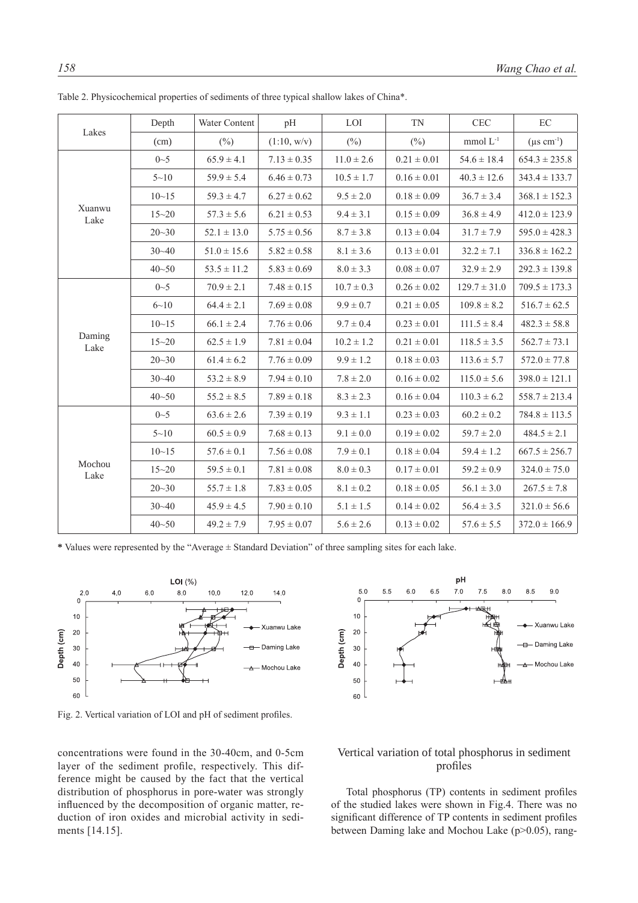Table 2. Physicochemical properties of sediments of three typical shallow lakes of China*.

| Lakes | Depth (cm) | Water Content (%) | pH (1:10, w/v) | LOI (%) | TN (%) | CEC mmol $L^{-1}$ | EC (μs $cm^{-1}$) |
|---|---|---|---|---|---|---|---|
| Xuanwu Lake | 0~5 | 65.9 ± 4.1 | 7.13 ± 0.35 | 11.0 ± 2.6 | 0.21 ± 0.01 | 54.6 ± 18.4 | 654.3 ± 235.8 |
| | 5~10 | 59.9 ± 5.4 | 6.46 ± 0.73 | 10.5 ± 1.7 | 0.16 ± 0.01 | 40.3 ± 12.6 | 343.4 ± 133.7 |
| | 10~15 | 59.3 ± 4.7 | 6.27 ± 0.62 | 9.5 ± 2.0 | 0.18 ± 0.09 | 36.7 ± 3.4 | 368.1 ± 152.3 |
| | 15~20 | 57.3 ± 5.6 | 6.21 ± 0.53 | 9.4 ± 3.1 | 0.15 ± 0.09 | 36.8 ± 4.9 | 412.0 ± 123.9 |
| | 20~30 | 52.1 ± 13.0 | 5.75 ± 0.56 | 8.7 ± 3.8 | 0.13 ± 0.04 | 31.7 ± 7.9 | 595.0 ± 428.3 |
| | 30~40 | 51.0 ± 15.6 | 5.82 ± 0.58 | 8.1 ± 3.6 | 0.13 ± 0.01 | 32.2 ± 7.1 | 336.8 ± 162.2 |
| | 40~50 | 53.5 ± 11.2 | 5.83 ± 0.69 | 8.0 ± 3.3 | 0.08 ± 0.07 | 32.9 ± 2.9 | 292.3 ± 139.8 |
| Daming Lake | 0~5 | 70.9 ± 2.1 | 7.48 ± 0.15 | 10.7 ± 0.3 | 0.26 ± 0.02 | 129.7 ± 31.0 | 709.5 ± 173.3 |
| | 6~10 | 64.4 ± 2.1 | 7.69 ± 0.08 | 9.9 ± 0.7 | 0.21 ± 0.05 | 109.8 ± 8.2 | 516.7 ± 62.5 |
| | 10~15 | 66.1 ± 2.4 | 7.76 ± 0.06 | 9.7 ± 0.4 | 0.23 ± 0.01 | 111.5 ± 8.4 | 482.3 ± 58.8 |
| | 15~20 | 62.5 ± 1.9 | 7.81 ± 0.04 | 10.2 ± 1.2 | 0.21 ± 0.01 | 118.5 ± 3.5 | 562.7 ± 73.1 |
| | 20~30 | 61.4 ± 6.2 | 7.76 ± 0.09 | 9.9 ± 1.2 | 0.18 ± 0.03 | 113.6 ± 5.7 | 572.0 ± 77.8 |
| | 30~40 | 53.2 ± 8.9 | 7.94 ± 0.10 | 7.8 ± 2.0 | 0.16 ± 0.02 | 115.0 ± 5.6 | 398.0 ± 121.1 |
| | 40~50 | 55.2 ± 8.5 | 7.89 ± 0.18 | 8.3 ± 2.3 | 0.16 ± 0.04 | 110.3 ± 6.2 | 558.7 ± 213.4 |
| Mochou Lake | 0~5 | 63.6 ± 2.6 | 7.39 ± 0.19 | 9.3 ± 1.1 | 0.23 ± 0.03 | 60.2 ± 0.2 | 784.8 ± 113.5 |
| | 5~10 | 60.5 ± 0.9 | 7.68 ± 0.13 | 9.1 ± 0.0 | 0.19 ± 0.02 | 59.7 ± 2.0 | 484.5 ± 2.1 |
| | 10~15 | 57.6 ± 0.1 | 7.56 ± 0.08 | 7.9 ± 0.1 | 0.18 ± 0.04 | 59.4 ± 1.2 | 667.5 ± 256.7 |
| | 15~20 | 59.5 ± 0.1 | 7.81 ± 0.08 | 8.0 ± 0.3 | 0.17 ± 0.01 | 59.2 ± 0.9 | 324.0 ± 75.0 |
| | 20~30 | 55.7 ± 1.8 | 7.83 ± 0.05 | 8.1 ± 0.2 | 0.18 ± 0.05 | 56.1 ± 3.0 | 267.5 ± 7.8 |
| | 30~40 | 45.9 ± 4.5 | 7.90 ± 0.10 | 5.1 ± 1.5 | 0.14 ± 0.02 | 56.4 ± 3.5 | 321.0 ± 56.6 |
| | 40~50 | 49.2 ± 7.9 | 7.95 ± 0.07 | 5.6 ± 2.6 | 0.13 ± 0.02 | 57.6 ± 5.5 | 372.0 ± 166.9 |

* Values were represented by the "Average ± Standard Deviation" of three sampling sites for each lake.

Fig. 2. Vertical variation of LOI and pH of sediment profiles.

concentrations were found in the 30-40cm, and 0-5cm layer of the sediment profile, respectively. This difference might be caused by the fact that the vertical distribution of phosphorus in pore-water was strongly influenced by the decomposition of organic matter, reduction of iron oxides and microbial activity in sediments [14.15].

## Vertical variation of total phosphorus in sediment profiles

Total phosphorus (TP) contents in sediment profiles of the studied lakes were shown in Fig.4. There was no significant difference of TP contents in sediment profiles between Daming lake and Mochou Lake ($p>0.05$), rang-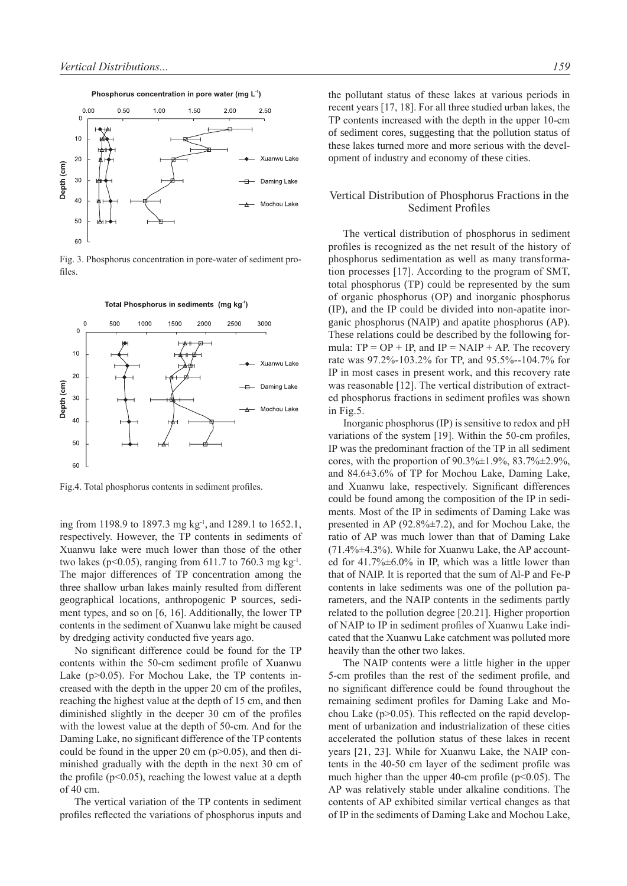Fig. 3. Phosphorus concentration in pore-water of sediment profiles.

Fig.4. Total phosphorus contents in sediment profiles.

ing from 1198.9 to 1897.3 mg kg$^{-1}$, and 1289.1 to 1652.1, respectively. However, the TP contents in sediments of Xuanwu lake were much lower than those of the other two lakes ($p<0.05$), ranging from 611.7 to 760.3 mg kg$^{-1}$. The major differences of TP concentration among the three shallow urban lakes mainly resulted from different geographical locations, anthropogenic P sources, sediment types, and so on [6, 16]. Additionally, the lower TP contents in the sediment of Xuanwu lake might be caused by dredging activity conducted five years ago.

No significant difference could be found for the TP contents within the 50-cm sediment profile of Xuanwu Lake ($p>0.05$). For Mochou Lake, the TP contents increased with the depth in the upper 20 cm of the profiles, reaching the highest value at the depth of 15 cm, and then diminished slightly in the deeper 30 cm of the profiles with the lowest value at the depth of 50-cm. And for the Daming Lake, no significant difference of the TP contents could be found in the upper 20 cm ($p>0.05$), and then diminished gradually with the depth in the next 30 cm of the profile ($p<0.05$), reaching the lowest value at a depth of 40 cm.

The vertical variation of the TP contents in sediment profiles reflected the variations of phosphorus inputs and the pollutant status of these lakes at various periods in recent years [17, 18]. For all three studied urban lakes, the TP contents increased with the depth in the upper 10-cm of sediment cores, suggesting that the pollution status of these lakes turned more and more serious with the development of industry and economy of these cities.

## Vertical Distribution of Phosphorus Fractions in the Sediment Profiles

The vertical distribution of phosphorus in sediment profiles is recognized as the net result of the history of phosphorus sedimentation as well as many transformation processes [17]. According to the program of SMT, total phosphorus (TP) could be represented by the sum of organic phosphorus (OP) and inorganic phosphorus (IP), and the IP could be divided into non-apatite inorganic phosphorus (NAIP) and apatite phosphorus (AP). These relations could be described by the following formula: $TP = OP + IP$, and $IP = NAIP + AP$. The recovery rate was 97.2%-103.2% for TP, and 95.5%--104.7% for IP in most cases in present work, and this recovery rate was reasonable [12]. The vertical distribution of extracted phosphorus fractions in sediment profiles was shown in Fig.5.

Inorganic phosphorus (IP) is sensitive to redox and pH variations of the system [19]. Within the 50-cm profiles, IP was the predominant fraction of the TP in all sediment cores, with the proportion of 90.3%±1.9%, 83.7%±2.9%, and 84.6±3.6% of TP for Mochou Lake, Daming Lake, and Xuanwu lake, respectively. Significant differences could be found among the composition of the IP in sediments. Most of the IP in sediments of Daming Lake was presented in AP (92.8%±7.2), and for Mochou Lake, the ratio of AP was much lower than that of Daming Lake (71.4%±4.3%). While for Xuanwu Lake, the AP accounted for 41.7%±6.0% in IP, which was a little lower than that of NAIP. It is reported that the sum of Al-P and Fe-P contents in lake sediments was one of the pollution parameters, and the NAIP contents in the sediments partly related to the pollution degree [20.21]. Higher proportion of NAIP to IP in sediment profiles of Xuanwu Lake indicated that the Xuanwu Lake catchment was polluted more heavily than the other two lakes.

The NAIP contents were a little higher in the upper 5-cm profiles than the rest of the sediment profile, and no significant difference could be found throughout the remaining sediment profiles for Daming Lake and Mochou Lake ($p>0.05$). This reflected on the rapid development of urbanization and industrialization of these cities accelerated the pollution status of these lakes in recent years [21, 23]. While for Xuanwu Lake, the NAIP contents in the 40-50 cm layer of the sediment profile was much higher than the upper 40-cm profile ($p<0.05$). The AP was relatively stable under alkaline conditions. The contents of AP exhibited similar vertical changes as that of IP in the sediments of Daming Lake and Mochou Lake,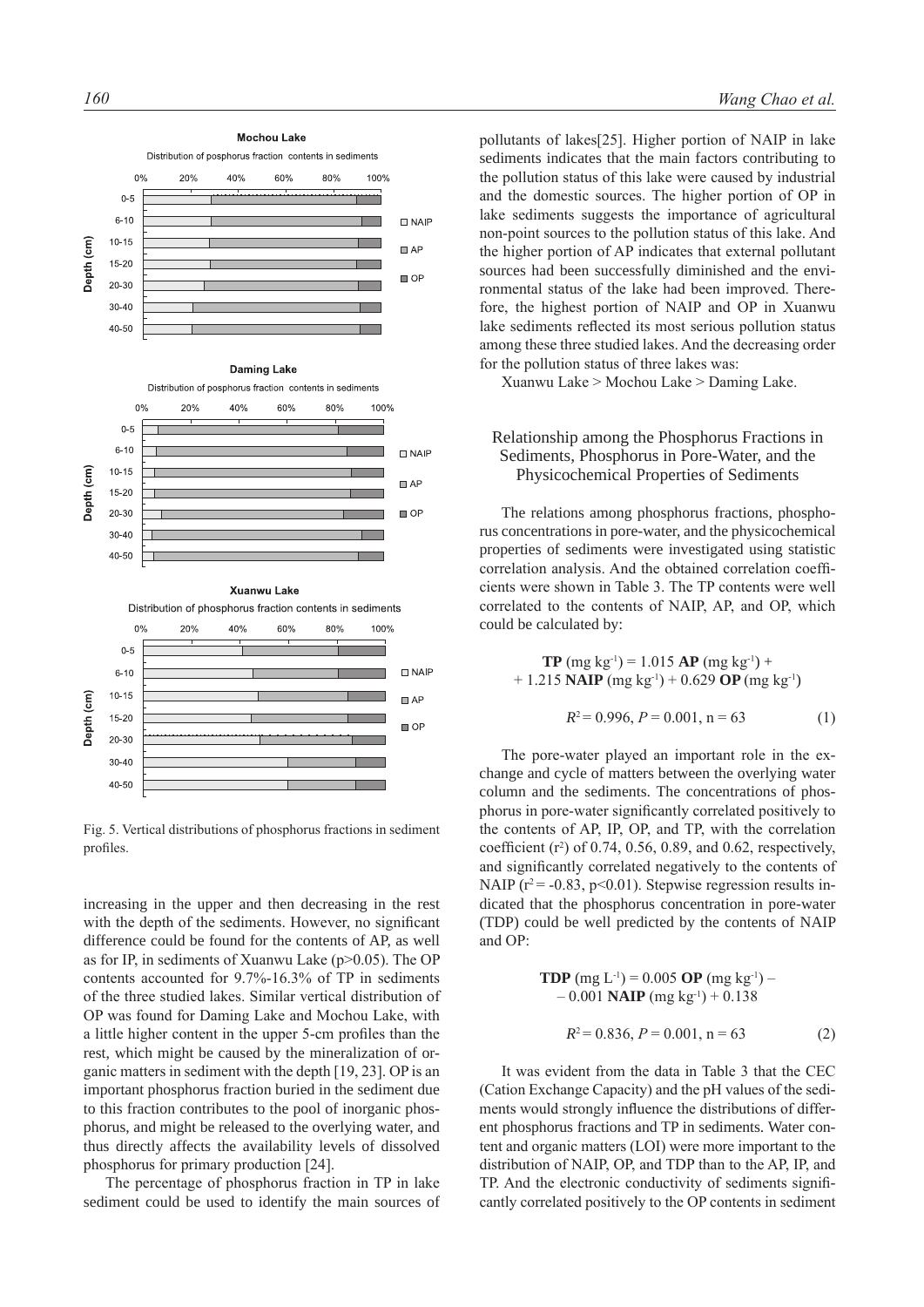Fig. 5. Vertical distributions of phosphorus fractions in sediment profiles.

increasing in the upper and then decreasing in the rest with the depth of the sediments. However, no significant difference could be found for the contents of AP, as well as for IP, in sediments of Xuanwu Lake ($p>0.05$). The OP contents accounted for 9.7%-16.3% of TP in sediments of the three studied lakes. Similar vertical distribution of OP was found for Daming Lake and Mochou Lake, with a little higher content in the upper 5-cm profiles than the rest, which might be caused by the mineralization of organic matters in sediment with the depth [19, 23]. OP is an important phosphorus fraction buried in the sediment due to this fraction contributes to the pool of inorganic phosphorus, and might be released to the overlying water, and thus directly affects the availability levels of dissolved phosphorus for primary production [24].

The percentage of phosphorus fraction in TP in lake sediment could be used to identify the main sources of pollutants of lakes[25]. Higher portion of NAIP in lake sediments indicates that the main factors contributing to the pollution status of this lake were caused by industrial and the domestic sources. The higher portion of OP in lake sediments suggests the importance of agricultural non-point sources to the pollution status of this lake. And the higher portion of AP indicates that external pollutant sources had been successfully diminished and the environmental status of the lake had been improved. Therefore, the highest portion of NAIP and OP in Xuanwu lake sediments reflected its most serious pollution status among these three studied lakes. And the decreasing order for the pollution status of three lakes was:

Xuanwu Lake > Mochou Lake > Daming Lake.

## Relationship among the Phosphorus Fractions in Sediments, Phosphorus in Pore-Water, and the Physicochemical Properties of Sediments

The relations among phosphorus fractions, phosphorus concentrations in pore-water, and the physicochemical properties of sediments were investigated using statistic correlation analysis. And the obtained correlation coefficients were shown in Table 3. The TP contents were well correlated to the contents of NAIP, AP, and OP, which could be calculated by:

$$\textbf{TP}\ (\text{mg kg}^{-1}) = 1.015\ \textbf{AP}\ (\text{mg kg}^{-1}) + 1.215\ \textbf{NAIP}\ (\text{mg kg}^{-1}) + 0.629\ \textbf{OP}\ (\text{mg kg}^{-1})$$

$$R^2 = 0.996,\ P = 0.001,\ n = 63 \quad (1)$$

The pore-water played an important role in the exchange and cycle of matters between the overlying water column and the sediments. The concentrations of phosphorus in pore-water significantly correlated positively to the contents of AP, IP, OP, and TP, with the correlation coefficient ($r^2$) of 0.74, 0.56, 0.89, and 0.62, respectively, and significantly correlated negatively to the contents of NAIP ($r^2 = -0.83$, $p<0.01$). Stepwise regression results indicated that the phosphorus concentration in pore-water (TDP) could be well predicted by the contents of NAIP and OP:

$$\textbf{TDP}\ (\text{mg L}^{-1}) = 0.005\ \textbf{OP}\ (\text{mg kg}^{-1}) - 0.001\ \textbf{NAIP}\ (\text{mg kg}^{-1}) + 0.138$$

$$R^2 = 0.836,\ P = 0.001,\ n = 63 \quad (2)$$

It was evident from the data in Table 3 that the CEC (Cation Exchange Capacity) and the pH values of the sediments would strongly influence the distributions of different phosphorus fractions and TP in sediments. Water content and organic matters (LOI) were more important to the distribution of NAIP, OP, and TDP than to the AP, IP, and TP. And the electronic conductivity of sediments significantly correlated positively to the OP contents in sediment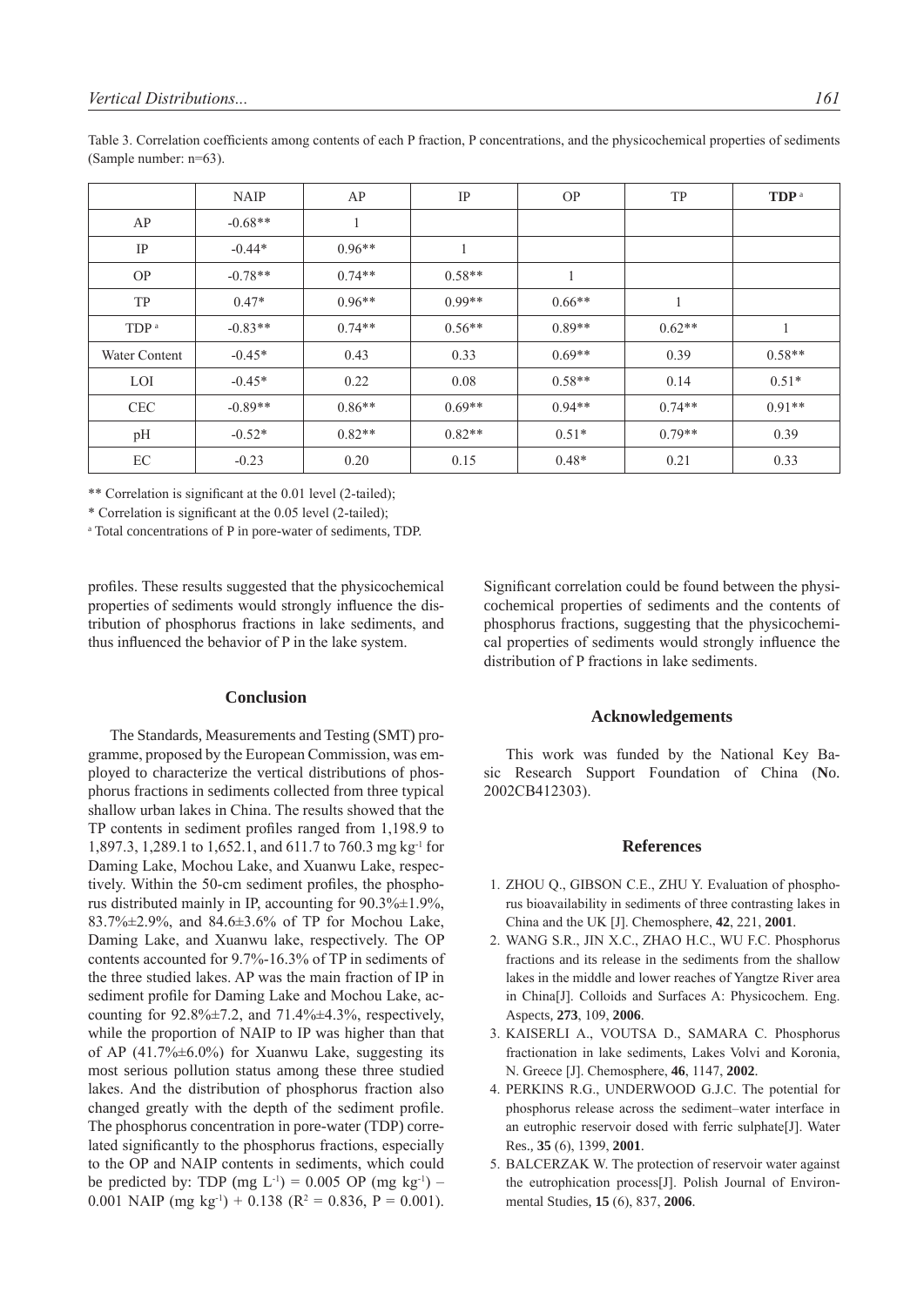Table 3. Correlation coefficients among contents of each P fraction, P concentrations, and the physicochemical properties of sediments (Sample number: n=63).

| | NAIP | AP | IP | OP | TP | **TDP** [a] |
|---|---|---|---|---|---|---|
| AP | -0.68** | 1 | | | | |
| IP | -0.44* | 0.96** | 1 | | | |
| OP | -0.78** | 0.74** | 0.58** | 1 | | |
| TP | 0.47* | 0.96** | 0.99** | 0.66** | 1 | |
| TDP [a] | -0.83** | 0.74** | 0.56** | 0.89** | 0.62** | 1 |
| Water Content | -0.45* | 0.43 | 0.33 | 0.69** | 0.39 | 0.58** |
| LOI | -0.45* | 0.22 | 0.08 | 0.58** | 0.14 | 0.51* |
| CEC | -0.89** | 0.86** | 0.69** | 0.94** | 0.74** | 0.91** |
| pH | -0.52* | 0.82** | 0.82** | 0.51* | 0.79** | 0.39 |
| EC | -0.23 | 0.20 | 0.15 | 0.48* | 0.21 | 0.33 |

** Correlation is significant at the 0.01 level (2-tailed);

\* Correlation is significant at the 0.05 level (2-tailed);

[a] Total concentrations of P in pore-water of sediments, TDP.

profiles. These results suggested that the physicochemical properties of sediments would strongly influence the distribution of phosphorus fractions in lake sediments, and thus influenced the behavior of P in the lake system.

## Conclusion

The Standards, Measurements and Testing (SMT) programme, proposed by the European Commission, was employed to characterize the vertical distributions of phosphorus fractions in sediments collected from three typical shallow urban lakes in China. The results showed that the TP contents in sediment profiles ranged from 1,198.9 to 1,897.3, 1,289.1 to 1,652.1, and 611.7 to 760.3 mg kg$^{-1}$ for Daming Lake, Mochou Lake, and Xuanwu Lake, respectively. Within the 50-cm sediment profiles, the phosphorus distributed mainly in IP, accounting for 90.3%±1.9%, 83.7%±2.9%, and 84.6±3.6% of TP for Mochou Lake, Daming Lake, and Xuanwu lake, respectively. The OP contents accounted for 9.7%-16.3% of TP in sediments of the three studied lakes. AP was the main fraction of IP in sediment profile for Daming Lake and Mochou Lake, accounting for 92.8%±7.2, and 71.4%±4.3%, respectively, while the proportion of NAIP to IP was higher than that of AP (41.7%±6.0%) for Xuanwu Lake, suggesting its most serious pollution status among these three studied lakes. And the distribution of phosphorus fraction also changed greatly with the depth of the sediment profile. The phosphorus concentration in pore-water (TDP) correlated significantly to the phosphorus fractions, especially to the OP and NAIP contents in sediments, which could be predicted by: TDP (mg L$^{-1}$) = 0.005 OP (mg kg$^{-1}$) – 0.001 NAIP (mg kg$^{-1}$) + 0.138 ($R^2$ = 0.836, P = 0.001). Significant correlation could be found between the physicochemical properties of sediments and the contents of phosphorus fractions, suggesting that the physicochemical properties of sediments would strongly influence the distribution of P fractions in lake sediments.

## Acknowledgements

This work was funded by the National Key Basic Research Support Foundation of China (**N**o. 2002CB412303).

## References

1. ZHOU Q., GIBSON C.E., ZHU Y. Evaluation of phosphorus bioavailability in sediments of three contrasting lakes in China and the UK [J]. Chemosphere, **42**, 221, **2001**.
2. WANG S.R., JIN X.C., ZHAO H.C., WU F.C. Phosphorus fractions and its release in the sediments from the shallow lakes in the middle and lower reaches of Yangtze River area in China[J]. Colloids and Surfaces A: Physicochem. Eng. Aspects, **273**, 109, **2006**.
3. KAISERLI A., VOUTSA D., SAMARA C. Phosphorus fractionation in lake sediments, Lakes Volvi and Koronia, N. Greece [J]. Chemosphere, **46**, 1147, **2002**.
4. PERKINS R.G., UNDERWOOD G.J.C. The potential for phosphorus release across the sediment–water interface in an eutrophic reservoir dosed with ferric sulphate[J]. Water Res., **35** (6), 1399, **2001**.
5. BALCERZAK W. The protection of reservoir water against the eutrophication process[J]. Polish Journal of Environmental Studies, **15** (6), 837, **2006**.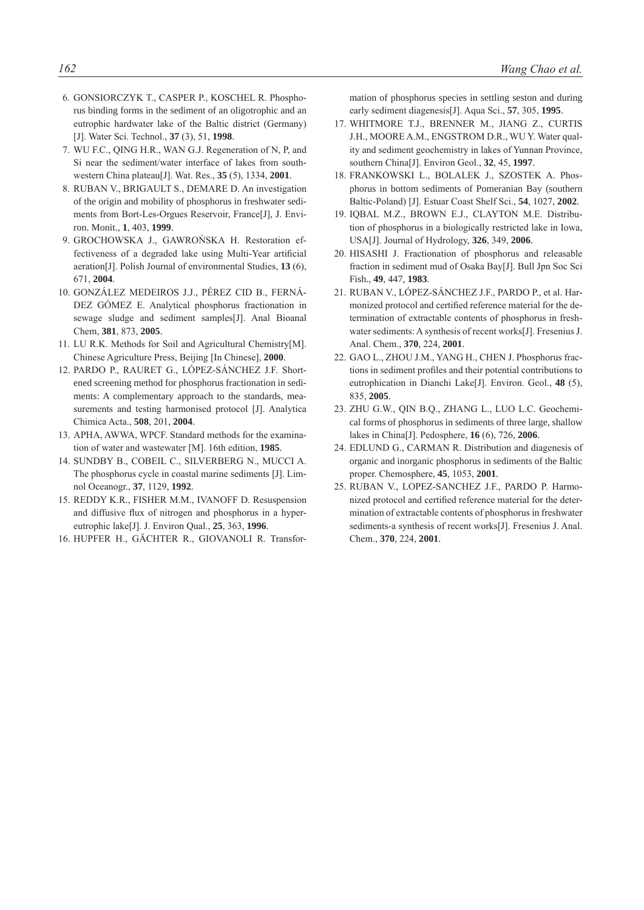6. GONSIORCZYK T., CASPER P., KOSCHEL R. Phosphorus binding forms in the sediment of an oligotrophic and an eutrophic hardwater lake of the Baltic district (Germany) [J]. Water Sci. Technol., **37** (3), 51, **1998**.
7. WU F.C., QING H.R., WAN G.J. Regeneration of N, P, and Si near the sediment/water interface of lakes from southwestern China plateau[J]. Wat. Res., **35** (5), 1334, **2001**.
8. RUBAN V., BRIGAULT S., DEMARE D. An investigation of the origin and mobility of phosphorus in freshwater sediments from Bort-Les-Orgues Reservoir, France[J], J. Environ. Monit., **1**, 403, **1999**.
9. GROCHOWSKA J., GAWROŃSKA H. Restoration effectiveness of a degraded lake using Multi-Year artificial aeration[J]. Polish Journal of environmental Studies, **13** (6), 671, **2004**.
10. GONZÁLEZ MEDEIROS J.J., PÉREZ CID B., FERNÁDEZ GÓMEZ E. Analytical phosphorus fractionation in sewage sludge and sediment samples[J]. Anal Bioanal Chem, **381**, 873, **2005**.
11. LU R.K. Methods for Soil and Agricultural Chemistry[M]. Chinese Agriculture Press, Beijing [In Chinese], **2000**.
12. PARDO P., RAURET G., LÓPEZ-SÁNCHEZ J.F. Shortened screening method for phosphorus fractionation in sediments: A complementary approach to the standards, measurements and testing harmonised protocol [J]. Analytica Chimica Acta., **508**, 201, **2004**.
13. APHA, AWWA, WPCF. Standard methods for the examination of water and wastewater [M]. 16th edition, **1985**.
14. SUNDBY B., COBEIL C., SILVERBERG N., MUCCI A. The phosphorus cycle in coastal marine sediments [J]. Limnol Oceanogr., **37**, 1129, **1992**.
15. REDDY K.R., FISHER M.M., IVANOFF D. Resuspension and diffusive flux of nitrogen and phosphorus in a hypereutrophic lake[J]. J. Environ Qual., **25**, 363, **1996**.
16. HUPFER H., GÄCHTER R., GIOVANOLI R. Transformation of phosphorus species in settling seston and during early sediment diagenesis[J]. Aqua Sci., **57**, 305, **1995**.
17. WHITMORE T.J., BRENNER M., JIANG Z., CURTIS J.H., MOORE A.M., ENGSTROM D.R., WU Y. Water quality and sediment geochemistry in lakes of Yunnan Province, southern China[J]. Environ Geol., **32**, 45, **1997**.
18. FRANKOWSKI L., BOLALEK J., SZOSTEK A. Phosphorus in bottom sediments of Pomeranian Bay (southern Baltic-Poland) [J]. Estuar Coast Shelf Sci., **54**, 1027, **2002**.
19. IQBAL M.Z., BROWN E.J., CLAYTON M.E. Distribution of phosphorus in a biologically restricted lake in Iowa, USA[J]. Journal of Hydrology, **326**, 349, **2006**.
20. HISASHI J. Fractionation of phosphorus and releasable fraction in sediment mud of Osaka Bay[J]. Bull Jpn Soc Sci Fish., **49**, 447, **1983**.
21. RUBAN V., LÓPEZ-SÁNCHEZ J.F., PARDO P., et al. Harmonized protocol and certified reference material for the determination of extractable contents of phosphorus in freshwater sediments: A synthesis of recent works[J]. Fresenius J. Anal. Chem., **370**, 224, **2001**.
22. GAO L., ZHOU J.M., YANG H., CHEN J. Phosphorus fractions in sediment profiles and their potential contributions to eutrophication in Dianchi Lake[J]. Environ. Geol., **48** (5), 835, **2005**.
23. ZHU G.W., QIN B.Q., ZHANG L., LUO L.C. Geochemical forms of phosphorus in sediments of three large, shallow lakes in China[J]. Pedosphere, **16** (6), 726, **2006**.
24. EDLUND G., CARMAN R. Distribution and diagenesis of organic and inorganic phosphorus in sediments of the Baltic proper. Chemosphere, **45**, 1053, **2001**.
25. RUBAN V., LOPEZ-SANCHEZ J.F., PARDO P. Harmonized protocol and certified reference material for the determination of extractable contents of phosphorus in freshwater sediments-a synthesis of recent works[J]. Fresenius J. Anal. Chem., **370**, 224, **2001**.